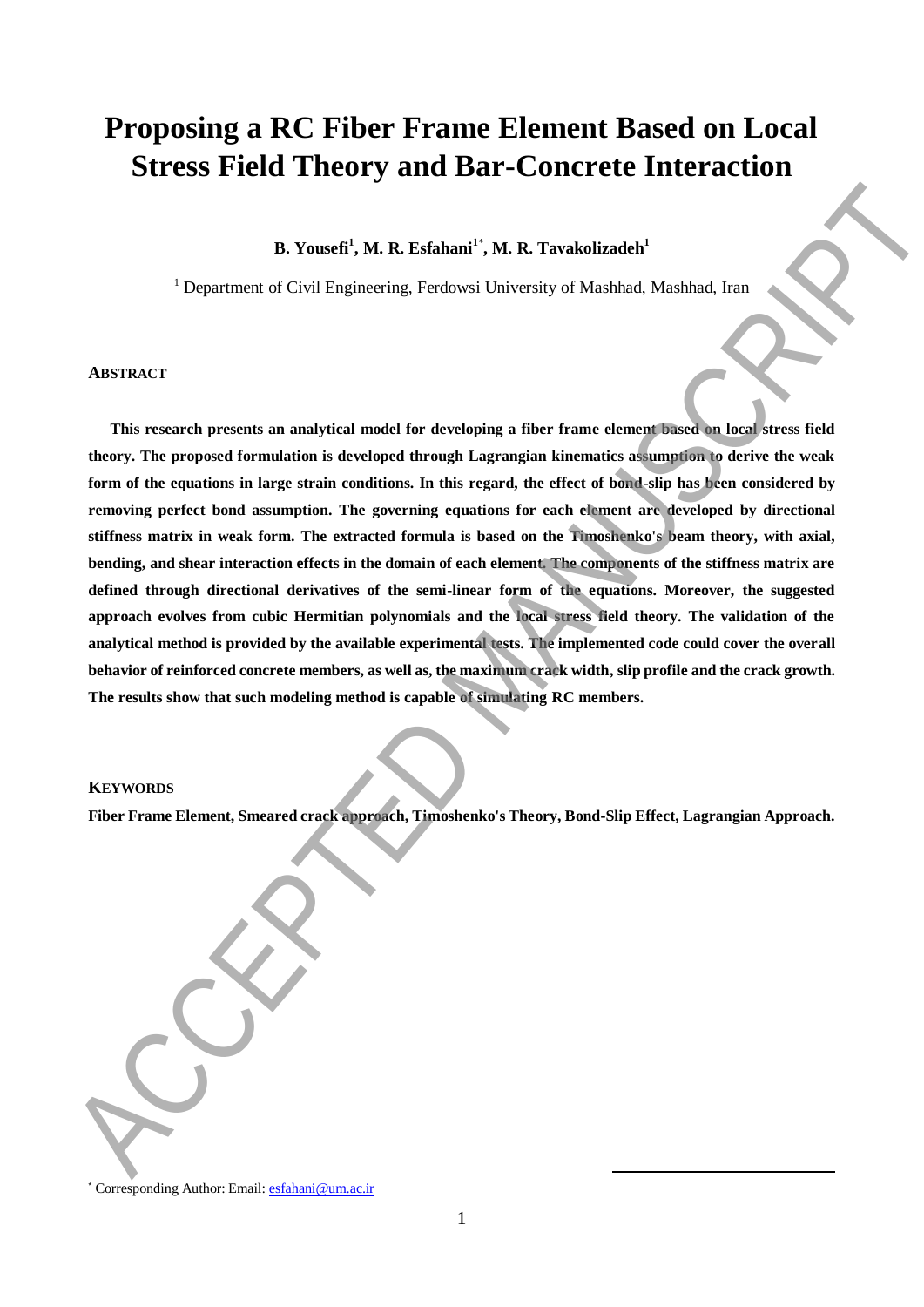# Proposing a RC Fiber Frame Element Based on Local Stress Field Theory and Bar-Concrete Interaction

**B. Yousefi[1], M. R. Esfahani[1*], M. R. Tavakolizadeh[1]**

[1] Department of Civil Engineering, Ferdowsi University of Mashhad, Mashhad, Iran

## ABSTRACT

**This research presents an analytical model for developing a fiber frame element based on local stress field theory. The proposed formulation is developed through Lagrangian kinematics assumption to derive the weak form of the equations in large strain conditions. In this regard, the effect of bond-slip has been considered by removing perfect bond assumption. The governing equations for each element are developed by directional stiffness matrix in weak form. The extracted formula is based on the Timoshenko's beam theory, with axial, bending, and shear interaction effects in the domain of each element. The components of the stiffness matrix are defined through directional derivatives of the semi-linear form of the equations. Moreover, the suggested approach evolves from cubic Hermitian polynomials and the local stress field theory. The validation of the analytical method is provided by the available experimental tests. The implemented code could cover the overall behavior of reinforced concrete members, as well as, the maximum crack width, slip profile and the crack growth. The results show that such modeling method is capable of simulating RC members.**

## KEYWORDS

**Fiber Frame Element, Smeared crack approach, Timoshenko's Theory, Bond-Slip Effect, Lagrangian Approach.**

[*] Corresponding Author: Email: esfahani@um.ac.ir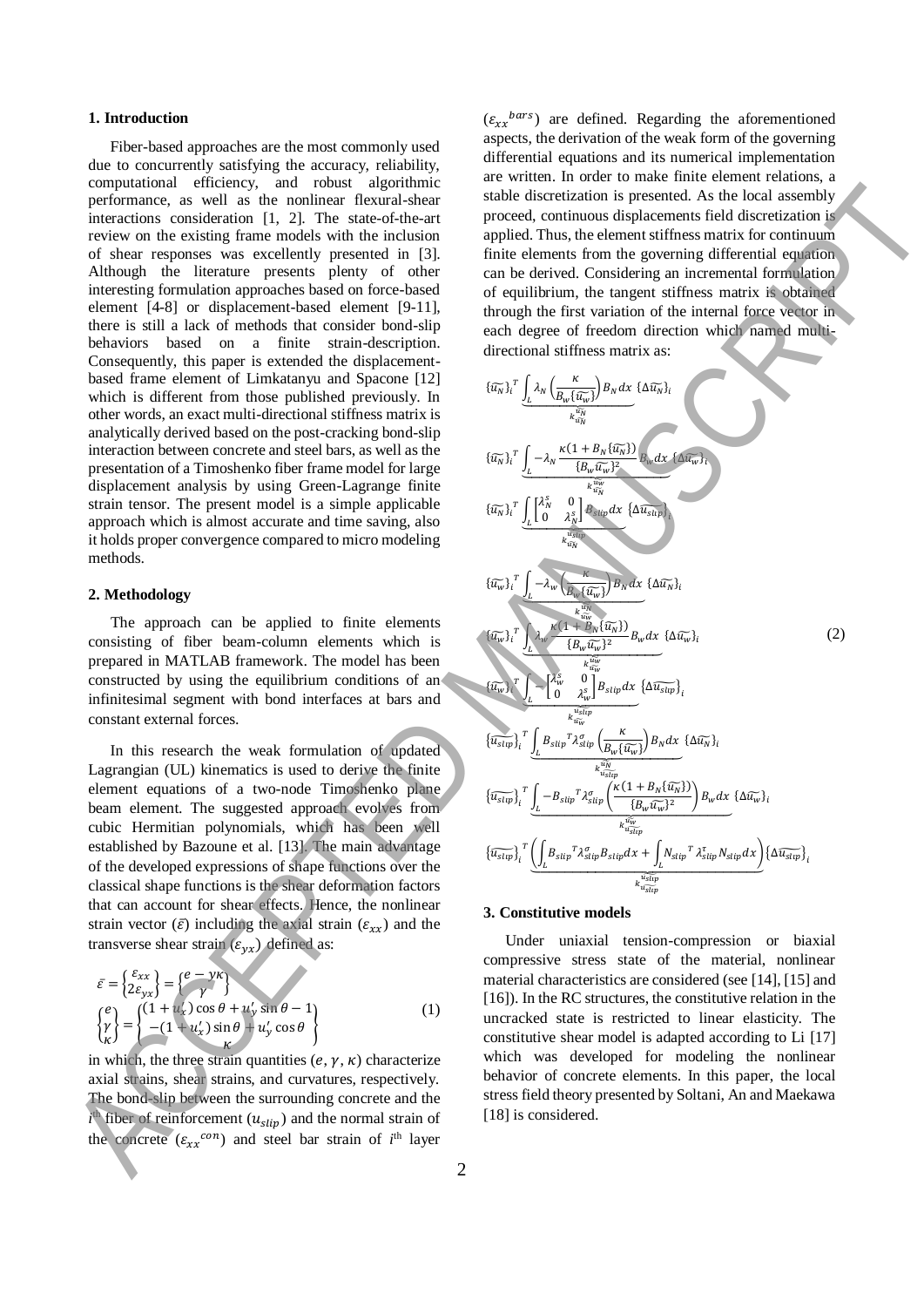## 1. Introduction

Fiber-based approaches are the most commonly used due to concurrently satisfying the accuracy, reliability, computational efficiency, and robust algorithmic performance, as well as the nonlinear flexural-shear interactions consideration [1, 2]. The state-of-the-art review on the existing frame models with the inclusion of shear responses was excellently presented in [3]. Although the literature presents plenty of other interesting formulation approaches based on force-based element [4-8] or displacement-based element [9-11], there is still a lack of methods that consider bond-slip behaviors based on a finite strain-description. Consequently, this paper is extended the displacement-based frame element of Limkatanyu and Spacone [12] which is different from those published previously. In other words, an exact multi-directional stiffness matrix is analytically derived based on the post-cracking bond-slip interaction between concrete and steel bars, as well as the presentation of a Timoshenko fiber frame model for large displacement analysis by using Green-Lagrange finite strain tensor. The present model is a simple applicable approach which is almost accurate and time saving, also it holds proper convergence compared to micro modeling methods.

## 2. Methodology

The approach can be applied to finite elements consisting of fiber beam-column elements which is prepared in MATLAB framework. The model has been constructed by using the equilibrium conditions of an infinitesimal segment with bond interfaces at bars and constant external forces.

In this research the weak formulation of updated Lagrangian (UL) kinematics is used to derive the finite element equations of a two-node Timoshenko plane beam element. The suggested approach evolves from cubic Hermitian polynomials, which has been well established by Bazoune et al. [13]. The main advantage of the developed expressions of shape functions over the classical shape functions is the shear deformation factors that can account for shear effects. Hence, the nonlinear strain vector ($\bar{\varepsilon}$) including the axial strain ($\varepsilon_{xx}$) and the transverse shear strain ($\varepsilon_{yx}$) defined as:

$$
\bar{\varepsilon} = \begin{Bmatrix} \varepsilon_{xx} \\ 2\varepsilon_{yx} \end{Bmatrix} = \begin{Bmatrix} e - y\kappa \\ \gamma \end{Bmatrix}
\qquad
\begin{Bmatrix} e \\ \gamma \\ \kappa \end{Bmatrix} = \begin{Bmatrix} (1+u'_x)\cos\theta + u'_y \sin\theta - 1 \\ -(1+u'_x)\sin\theta + u'_y\cos\theta \\ \kappa \end{Bmatrix} \tag{1}
$$

in which, the three strain quantities ($e, \gamma, \kappa$) characterize axial strains, shear strains, and curvatures, respectively. The bond-slip between the surrounding concrete and the $i^{th}$ fiber of reinforcement ($u_{slip}$) and the normal strain of the concrete (${\varepsilon_{xx}}^{con}$) and steel bar strain of $i^{th}$ layer (${\varepsilon_{xx}}^{bars}$) are defined. Regarding the aforementioned aspects, the derivation of the weak form of the governing differential equations and its numerical implementation are written. In order to make finite element relations, a stable discretization is presented. As the local assembly proceed, continuous displacements field discretization is applied. Thus, the element stiffness matrix for continuum finite elements from the governing differential equation can be derived. Considering an incremental formulation of equilibrium, the tangent stiffness matrix is obtained through the first variation of the internal force vector in each degree of freedom direction which named multi-directional stiffness matrix as:

$$
\begin{aligned}
&\{\widetilde{u_N}\}_i^T \underbrace{\int_L \lambda_N \left(\frac{\kappa}{B_w\{\widetilde{u_w}\}}\right) B_N\, dx}_{k_{\widetilde{u_N}}^{\widetilde{u_N}}} \{\Delta\widetilde{u_N}\}_i \\
&\{\widetilde{u_N}\}_i^T \underbrace{\int_L -\lambda_N \frac{\kappa(1+B_N\{\widetilde{u_N}\})}{\{B_w\widetilde{u_w}\}^2} B_w\, dx}_{k_{\widetilde{u_N}}^{\widetilde{u_w}}} \{\Delta\widetilde{u_w}\}_i \\
&\{\widetilde{u_N}\}_i^T \underbrace{\int_L \begin{bmatrix} \lambda_N^s & 0 \\ 0 & \lambda_N^s \end{bmatrix} B_{slip}\, dx}_{k_{\widetilde{u_N}}^{\widetilde{u_{slip}}}} \{\Delta\widetilde{u_{slip}}\}_i \\
&\{\widetilde{u_w}\}_i^T \underbrace{\int_L -\lambda_w \left(\frac{\kappa}{B_w\{\widetilde{u_w}\}}\right) B_N\, dx}_{k_{\widetilde{u_w}}^{\widetilde{u_N}}} \{\Delta\widetilde{u_N}\}_i \\
&\{\widetilde{u_w}\}_i^T \underbrace{\int_L \lambda_w \frac{\kappa(1+B_N\{\widetilde{u_N}\})}{\{B_w\widetilde{u_w}\}^2} B_w\, dx}_{k_{\widetilde{u_w}}^{\widetilde{u_w}}} \{\Delta\widetilde{u_w}\}_i \\
&\{\widetilde{u_w}\}_i^T \underbrace{\int_L -\begin{bmatrix} \lambda_w^s & 0 \\ 0 & \lambda_w^s \end{bmatrix} B_{slip}\, dx}_{k_{\widetilde{u_w}}^{\widetilde{u_{slip}}}} \{\Delta\widetilde{u_{slip}}\}_i \\
&\{\widetilde{u_{slip}}\}_i^T \underbrace{\int_L {B_{slip}}^T \lambda_{slip}^{\sigma} \left(\frac{\kappa}{B_w\{\widetilde{u_w}\}}\right) B_N\, dx}_{k_{\widetilde{u_{slip}}}^{\widetilde{u_N}}} \{\Delta\widetilde{u_N}\}_i \\
&\{\widetilde{u_{slip}}\}_i^T \underbrace{\int_L -{B_{slip}}^T \lambda_{slip}^{\sigma} \left(\frac{\kappa(1+B_N\{\widetilde{u_N}\})}{\{B_w\widetilde{u_w}\}^2}\right) B_w\, dx}_{k_{\widetilde{u_{slip}}}^{\widetilde{u_w}}} \{\Delta\widetilde{u_w}\}_i \\
&\{\widetilde{u_{slip}}\}_i^T \underbrace{\left(\int_L {B_{slip}}^T \lambda_{slip}^{\sigma} B_{slip}\, dx + \int_L {N_{slip}}^T \lambda_{slip}^{\tau} N_{slip}\, dx\right)}_{k_{\widetilde{u_{slip}}}^{\widetilde{u_{slip}}}} \{\Delta\widetilde{u_{slip}}\}_i
\end{aligned} \tag{2}
$$

## 3. Constitutive models

Under uniaxial tension-compression or biaxial compressive stress state of the material, nonlinear material characteristics are considered (see [14], [15] and [16]). In the RC structures, the constitutive relation in the uncracked state is restricted to linear elasticity. The constitutive shear model is adapted according to Li [17] which was developed for modeling the nonlinear behavior of concrete elements. In this paper, the local stress field theory presented by Soltani, An and Maekawa [18] is considered.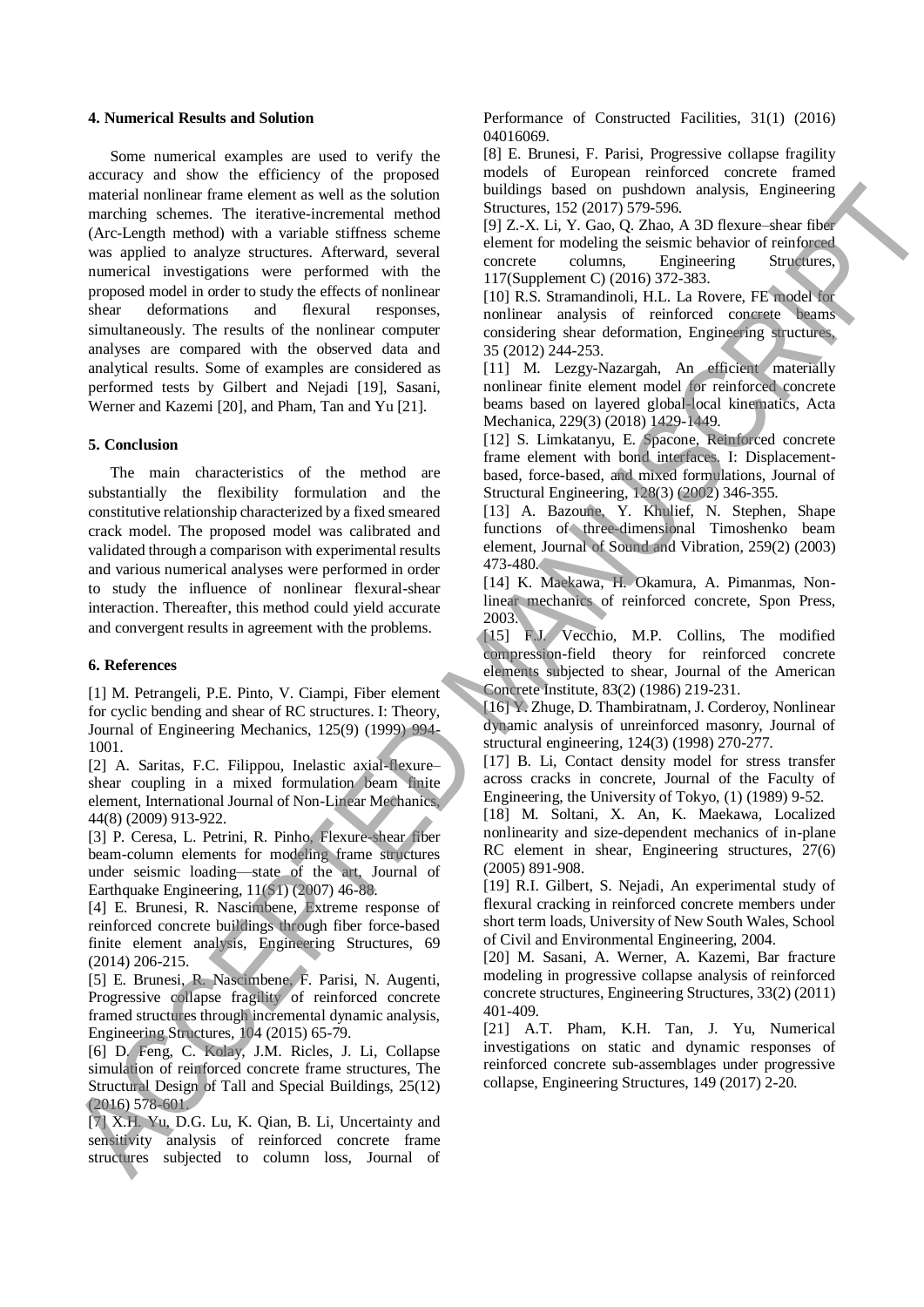### 4. Numerical Results and Solution

Some numerical examples are used to verify the accuracy and show the efficiency of the proposed material nonlinear frame element as well as the solution marching schemes. The iterative-incremental method (Arc-Length method) with a variable stiffness scheme was applied to analyze structures. Afterward, several numerical investigations were performed with the proposed model in order to study the effects of nonlinear shear deformations and flexural responses, simultaneously. The results of the nonlinear computer analyses are compared with the observed data and analytical results. Some of examples are considered as performed tests by Gilbert and Nejadi [19], Sasani, Werner and Kazemi [20], and Pham, Tan and Yu [21].

### 5. Conclusion

The main characteristics of the method are substantially the flexibility formulation and the constitutive relationship characterized by a fixed smeared crack model. The proposed model was calibrated and validated through a comparison with experimental results and various numerical analyses were performed in order to study the influence of nonlinear flexural-shear interaction. Thereafter, this method could yield accurate and convergent results in agreement with the problems.

### 6. References

[1] M. Petrangeli, P.E. Pinto, V. Ciampi, Fiber element for cyclic bending and shear of RC structures. I: Theory, Journal of Engineering Mechanics, 125(9) (1999) 994-1001.

[2] A. Saritas, F.C. Filippou, Inelastic axial-flexure–shear coupling in a mixed formulation beam finite element, International Journal of Non-Linear Mechanics, 44(8) (2009) 913-922.

[3] P. Ceresa, L. Petrini, R. Pinho, Flexure-shear fiber beam-column elements for modeling frame structures under seismic loading—state of the art, Journal of Earthquake Engineering, 11(S1) (2007) 46-88.

[4] E. Brunesi, R. Nascimbene, Extreme response of reinforced concrete buildings through fiber force-based finite element analysis, Engineering Structures, 69 (2014) 206-215.

[5] E. Brunesi, R. Nascimbene, F. Parisi, N. Augenti, Progressive collapse fragility of reinforced concrete framed structures through incremental dynamic analysis, Engineering Structures, 104 (2015) 65-79.

[6] D. Feng, C. Kolay, J.M. Ricles, J. Li, Collapse simulation of reinforced concrete frame structures, The Structural Design of Tall and Special Buildings, 25(12) (2016) 578-601.

[7] X.H. Yu, D.G. Lu, K. Qian, B. Li, Uncertainty and sensitivity analysis of reinforced concrete frame structures subjected to column loss, Journal of Performance of Constructed Facilities, 31(1) (2016) 04016069.

[8] E. Brunesi, F. Parisi, Progressive collapse fragility models of European reinforced concrete framed buildings based on pushdown analysis, Engineering Structures, 152 (2017) 579-596.

[9] Z.-X. Li, Y. Gao, Q. Zhao, A 3D flexure–shear fiber element for modeling the seismic behavior of reinforced concrete columns, Engineering Structures, 117(Supplement C) (2016) 372-383.

[10] R.S. Stramandinoli, H.L. La Rovere, FE model for nonlinear analysis of reinforced concrete beams considering shear deformation, Engineering structures, 35 (2012) 244-253.

[11] M. Lezgy-Nazargah, An efficient materially nonlinear finite element model for reinforced concrete beams based on layered global-local kinematics, Acta Mechanica, 229(3) (2018) 1429-1449.

[12] S. Limkatanyu, E. Spacone, Reinforced concrete frame element with bond interfaces. I: Displacement-based, force-based, and mixed formulations, Journal of Structural Engineering, 128(3) (2002) 346-355.

[13] A. Bazoune, Y. Khulief, N. Stephen, Shape functions of three-dimensional Timoshenko beam element, Journal of Sound and Vibration, 259(2) (2003) 473-480.

[14] K. Maekawa, H. Okamura, A. Pimanmas, Non-linear mechanics of reinforced concrete, Spon Press, 2003.

[15] F.J. Vecchio, M.P. Collins, The modified compression-field theory for reinforced concrete elements subjected to shear, Journal of the American Concrete Institute, 83(2) (1986) 219-231.

[16] Y. Zhuge, D. Thambiratnam, J. Corderoy, Nonlinear dynamic analysis of unreinforced masonry, Journal of structural engineering, 124(3) (1998) 270-277.

[17] B. Li, Contact density model for stress transfer across cracks in concrete, Journal of the Faculty of Engineering, the University of Tokyo, (1) (1989) 9-52.

[18] M. Soltani, X. An, K. Maekawa, Localized nonlinearity and size-dependent mechanics of in-plane RC element in shear, Engineering structures, 27(6) (2005) 891-908.

[19] R.I. Gilbert, S. Nejadi, An experimental study of flexural cracking in reinforced concrete members under short term loads, University of New South Wales, School of Civil and Environmental Engineering, 2004.

[20] M. Sasani, A. Werner, A. Kazemi, Bar fracture modeling in progressive collapse analysis of reinforced concrete structures, Engineering Structures, 33(2) (2011) 401-409.

[21] A.T. Pham, K.H. Tan, J. Yu, Numerical investigations on static and dynamic responses of reinforced concrete sub-assemblages under progressive collapse, Engineering Structures, 149 (2017) 2-20.